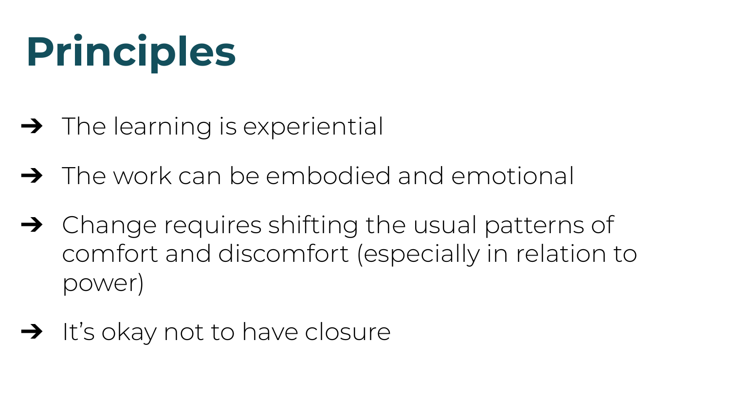# Principles

- The learning is experiential
- The work can be embodied and emotional
- Change requires shifting the usual patterns of comfort and discomfort (especially in relation to power)
- It's okay not to have closure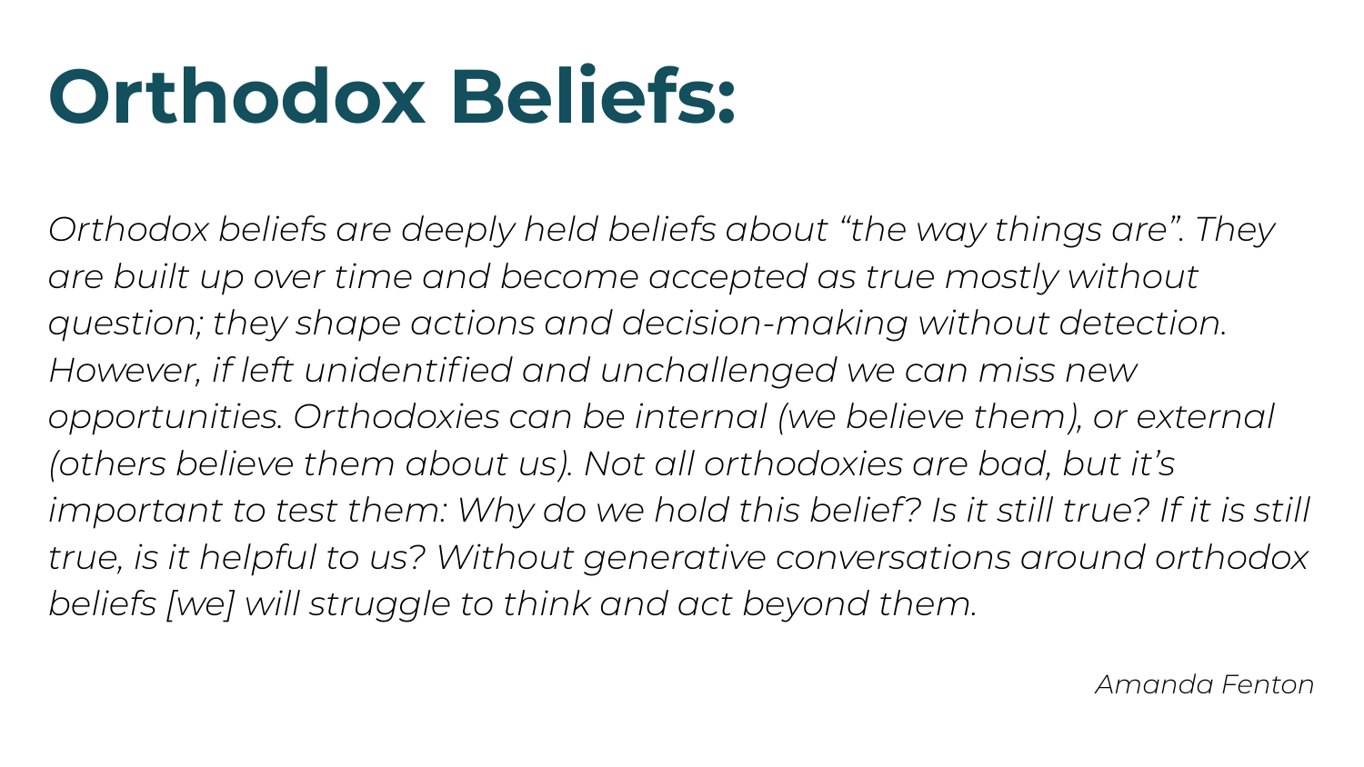# Orthodox Beliefs:

*Orthodox beliefs are deeply held beliefs about "the way things are". They are built up over time and become accepted as true mostly without question; they shape actions and decision-making without detection. However, if left unidentified and unchallenged we can miss new opportunities. Orthodoxies can be internal (we believe them), or external (others believe them about us). Not all orthodoxies are bad, but it's important to test them: Why do we hold this belief? Is it still true? If it is still true, is it helpful to us? Without generative conversations around orthodox beliefs [we] will struggle to think and act beyond them.*

*Amanda Fenton*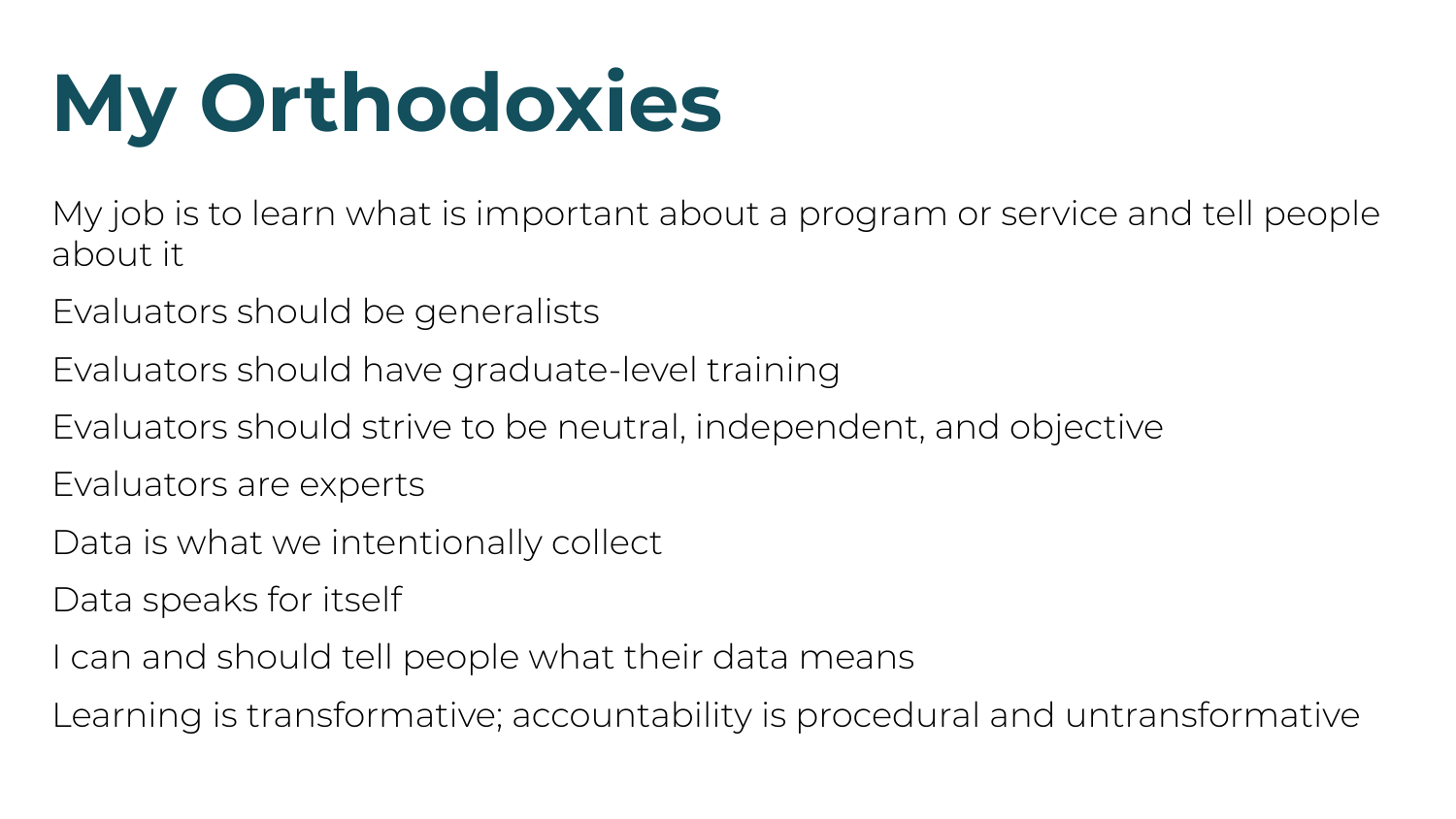# My Orthodoxies

My job is to learn what is important about a program or service and tell people about it

Evaluators should be generalists

Evaluators should have graduate-level training

Evaluators should strive to be neutral, independent, and objective

Evaluators are experts

Data is what we intentionally collect

Data speaks for itself

I can and should tell people what their data means

Learning is transformative; accountability is procedural and untransformative